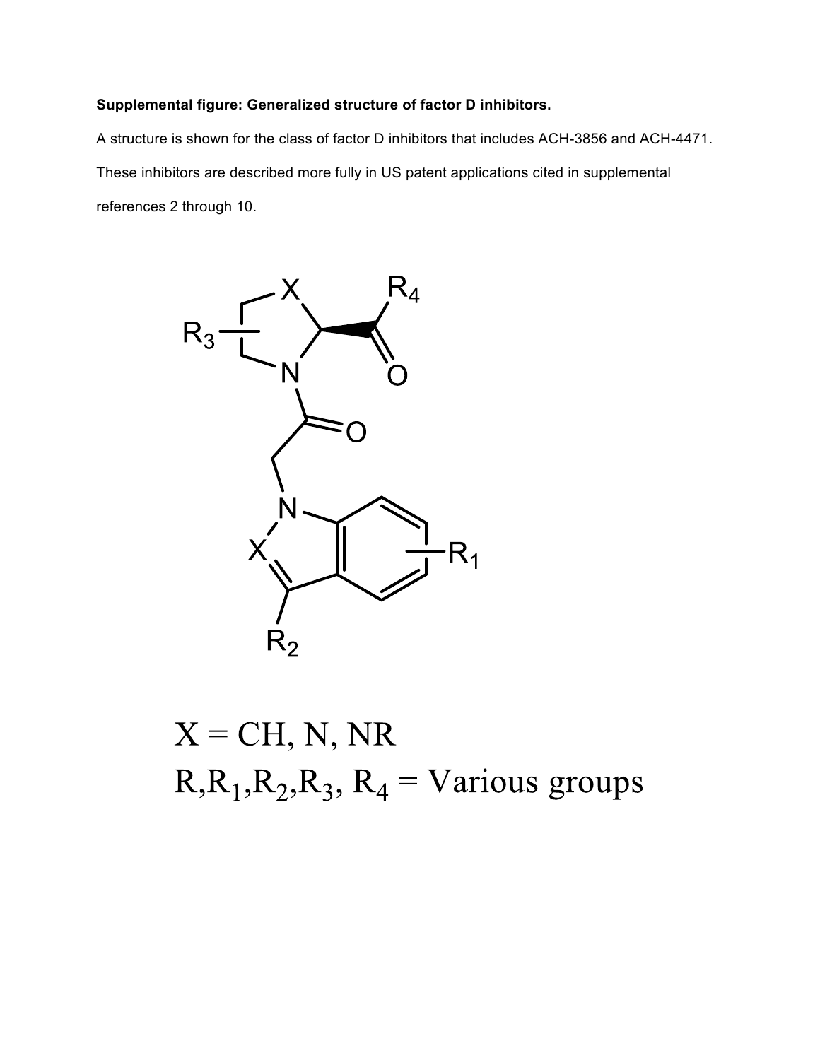**Supplemental figure: Generalized structure of factor D inhibitors.**

A structure is shown for the class of factor D inhibitors that includes ACH-3856 and ACH-4471. These inhibitors are described more fully in US patent applications cited in supplemental references 2 through 10.

X = CH, N, NR

$R, R_1, R_2, R_3, R_4$ = Various groups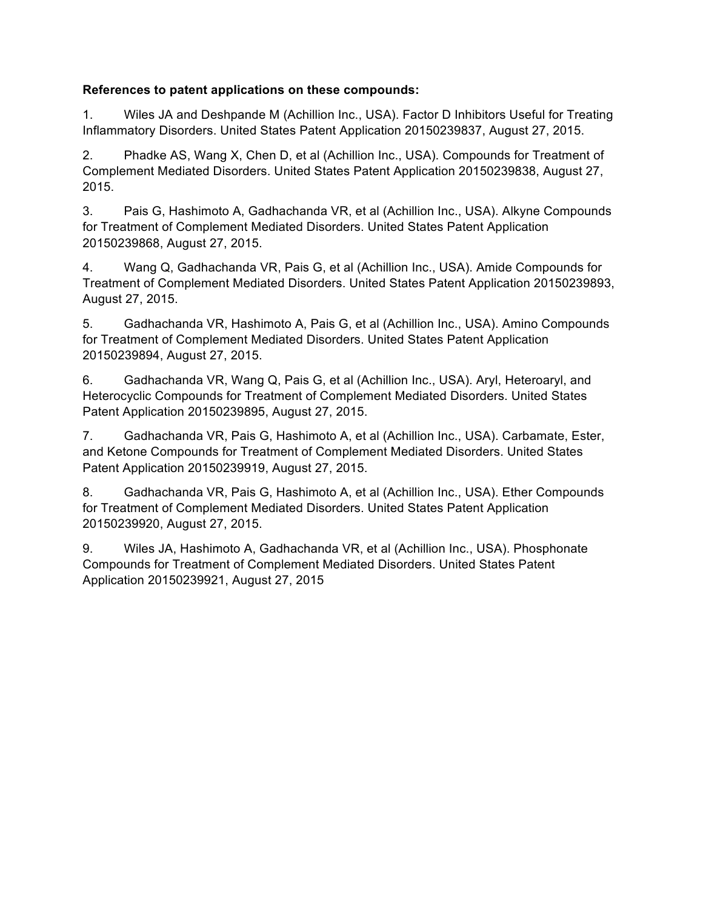**References to patent applications on these compounds:**

1. Wiles JA and Deshpande M (Achillion Inc., USA). Factor D Inhibitors Useful for Treating Inflammatory Disorders. United States Patent Application 20150239837, August 27, 2015.

2. Phadke AS, Wang X, Chen D, et al (Achillion Inc., USA). Compounds for Treatment of Complement Mediated Disorders. United States Patent Application 20150239838, August 27, 2015.

3. Pais G, Hashimoto A, Gadhachanda VR, et al (Achillion Inc., USA). Alkyne Compounds for Treatment of Complement Mediated Disorders. United States Patent Application 20150239868, August 27, 2015.

4. Wang Q, Gadhachanda VR, Pais G, et al (Achillion Inc., USA). Amide Compounds for Treatment of Complement Mediated Disorders. United States Patent Application 20150239893, August 27, 2015.

5. Gadhachanda VR, Hashimoto A, Pais G, et al (Achillion Inc., USA). Amino Compounds for Treatment of Complement Mediated Disorders. United States Patent Application 20150239894, August 27, 2015.

6. Gadhachanda VR, Wang Q, Pais G, et al (Achillion Inc., USA). Aryl, Heteroaryl, and Heterocyclic Compounds for Treatment of Complement Mediated Disorders. United States Patent Application 20150239895, August 27, 2015.

7. Gadhachanda VR, Pais G, Hashimoto A, et al (Achillion Inc., USA). Carbamate, Ester, and Ketone Compounds for Treatment of Complement Mediated Disorders. United States Patent Application 20150239919, August 27, 2015.

8. Gadhachanda VR, Pais G, Hashimoto A, et al (Achillion Inc., USA). Ether Compounds for Treatment of Complement Mediated Disorders. United States Patent Application 20150239920, August 27, 2015.

9. Wiles JA, Hashimoto A, Gadhachanda VR, et al (Achillion Inc., USA). Phosphonate Compounds for Treatment of Complement Mediated Disorders. United States Patent Application 20150239921, August 27, 2015